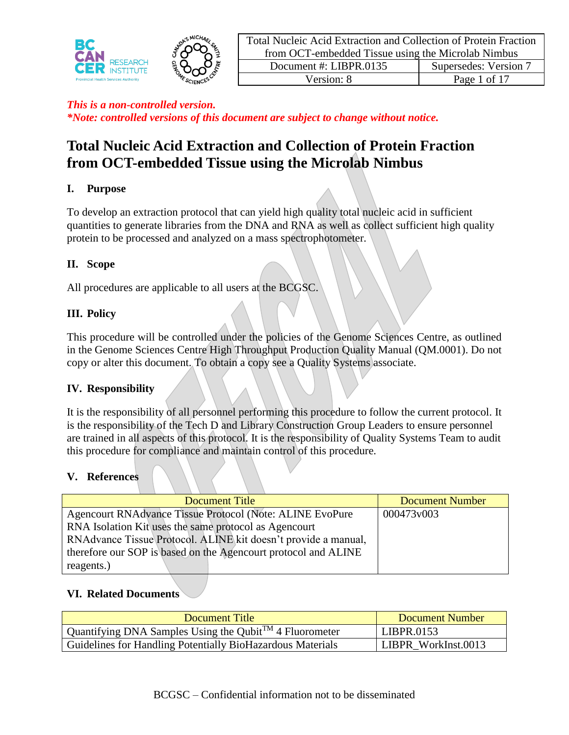*This is a non-controlled version.*
***Note: controlled versions of this document are subject to change without notice.***

# Total Nucleic Acid Extraction and Collection of Protein Fraction from OCT-embedded Tissue using the Microlab Nimbus

## I. Purpose

To develop an extraction protocol that can yield high quality total nucleic acid in sufficient quantities to generate libraries from the DNA and RNA as well as collect sufficient high quality protein to be processed and analyzed on a mass spectrophotometer.

## II. Scope

All procedures are applicable to all users at the BCGSC.

## III. Policy

This procedure will be controlled under the policies of the Genome Sciences Centre, as outlined in the Genome Sciences Centre High Throughput Production Quality Manual (QM.0001). Do not copy or alter this document. To obtain a copy see a Quality Systems associate.

## IV. Responsibility

It is the responsibility of all personnel performing this procedure to follow the current protocol. It is the responsibility of the Tech D and Library Construction Group Leaders to ensure personnel are trained in all aspects of this protocol. It is the responsibility of Quality Systems Team to audit this procedure for compliance and maintain control of this procedure.

## V. References

| Document Title | Document Number |
|---|---|
| Agencourt RNAdvance Tissue Protocol (Note: ALINE EvoPure RNA Isolation Kit uses the same protocol as Agencourt RNAdvance Tissue Protocol. ALINE kit doesn't provide a manual, therefore our SOP is based on the Agencourt protocol and ALINE reagents.) | 000473v003 |

## VI. Related Documents

| Document Title | Document Number |
|---|---|
| Quantifying DNA Samples Using the Qubit™ 4 Fluorometer | LIBPR.0153 |
| Guidelines for Handling Potentially BioHazardous Materials | LIBPR_WorkInst.0013 |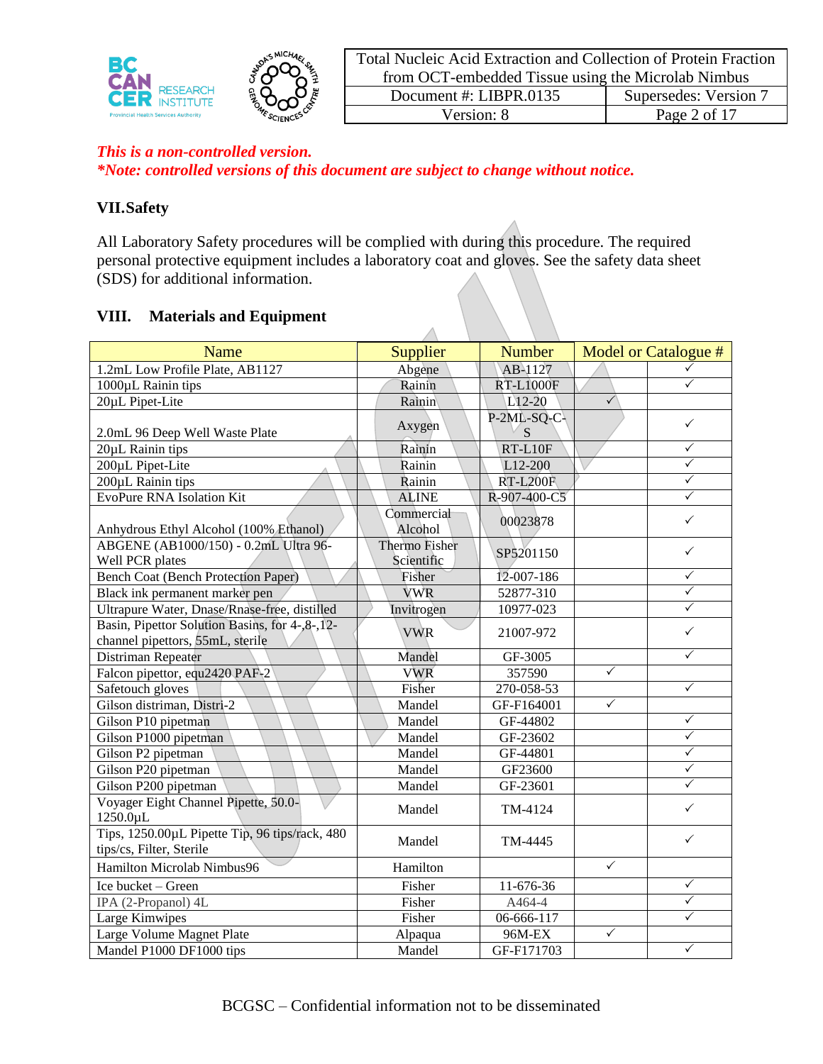*This is a non-controlled version.*
*\*Note: controlled versions of this document are subject to change without notice.*

## VII. Safety

All Laboratory Safety procedures will be complied with during this procedure. The required personal protective equipment includes a laboratory coat and gloves. See the safety data sheet (SDS) for additional information.

## VIII. Materials and Equipment

| Name | Supplier | Number | Model or Catalogue # | |
|---|---|---|---|---|
| 1.2mL Low Profile Plate, AB1127 | Abgene | AB-1127 | | ✓ |
| 1000µL Rainin tips | Rainin | RT-L1000F | | ✓ |
| 20µL Pipet-Lite | Rainin | L12-20 | ✓ | |
| 2.0mL 96 Deep Well Waste Plate | Axygen | P-2ML-SQ-C-S | | ✓ |
| 20µL Rainin tips | Rainin | RT-L10F | | ✓ |
| 200µL Pipet-Lite | Rainin | L12-200 | | ✓ |
| 200µL Rainin tips | Rainin | RT-L200F | | ✓ |
| EvoPure RNA Isolation Kit | ALINE | R-907-400-C5 | | ✓ |
| Anhydrous Ethyl Alcohol (100% Ethanol) | Commercial Alcohol | 00023878 | | ✓ |
| ABGENE (AB1000/150) - 0.2mL Ultra 96-Well PCR plates | Thermo Fisher Scientific | SP5201150 | | ✓ |
| Bench Coat (Bench Protection Paper) | Fisher | 12-007-186 | | ✓ |
| Black ink permanent marker pen | VWR | 52877-310 | | ✓ |
| Ultrapure Water, Dnase/Rnase-free, distilled | Invitrogen | 10977-023 | | ✓ |
| Basin, Pipettor Solution Basins, for 4-,8-,12-channel pipettors, 55mL, sterile | VWR | 21007-972 | | ✓ |
| Distriman Repeater | Mandel | GF-3005 | | ✓ |
| Falcon pipettor, equ2420 PAF-2 | VWR | 357590 | ✓ | |
| Safetouch gloves | Fisher | 270-058-53 | | ✓ |
| Gilson distriman, Distri-2 | Mandel | GF-F164001 | ✓ | |
| Gilson P10 pipetman | Mandel | GF-44802 | | ✓ |
| Gilson P1000 pipetman | Mandel | GF-23602 | | ✓ |
| Gilson P2 pipetman | Mandel | GF-44801 | | ✓ |
| Gilson P20 pipetman | Mandel | GF23600 | | ✓ |
| Gilson P200 pipetman | Mandel | GF-23601 | | ✓ |
| Voyager Eight Channel Pipette, 50.0-1250.0µL | Mandel | TM-4124 | | ✓ |
| Tips, 1250.00µL Pipette Tip, 96 tips/rack, 480 tips/cs, Filter, Sterile | Mandel | TM-4445 | | ✓ |
| Hamilton Microlab Nimbus96 | Hamilton | | ✓ | |
| Ice bucket – Green | Fisher | 11-676-36 | | ✓ |
| IPA (2-Propanol) 4L | Fisher | A464-4 | | ✓ |
| Large Kimwipes | Fisher | 06-666-117 | | ✓ |
| Large Volume Magnet Plate | Alpaqua | 96M-EX | ✓ | |
| Mandel P1000 DF1000 tips | Mandel | GF-F171703 | | ✓ |

BCGSC – Confidential information not to be disseminated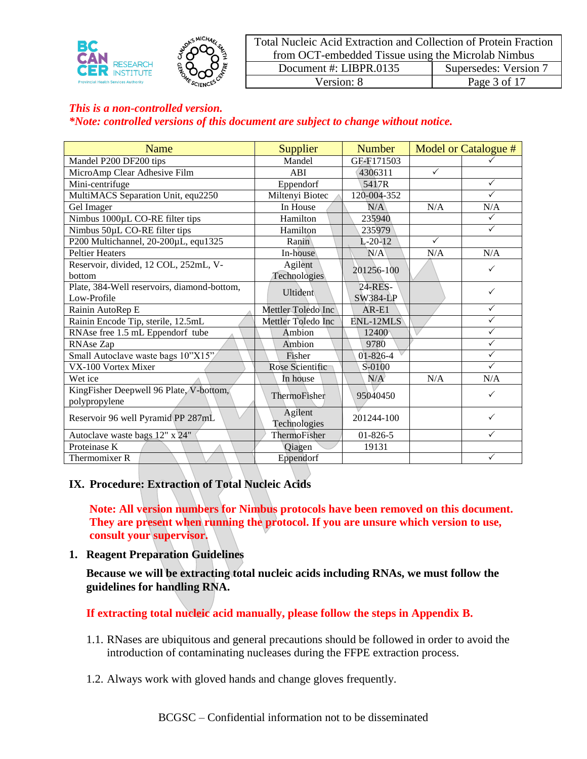*This is a non-controlled version.*
*\*Note: controlled versions of this document are subject to change without notice.*

| Name | Supplier | Number | Model or Catalogue # | |
|---|---|---|---|---|
| Mandel P200 DF200 tips | Mandel | GF-F171503 | | ✓ |
| MicroAmp Clear Adhesive Film | ABI | 4306311 | ✓ | |
| Mini-centrifuge | Eppendorf | 5417R | | ✓ |
| MultiMACS Separation Unit, equ2250 | Miltenyi Biotec | 120-004-352 | | ✓ |
| Gel Imager | In House | N/A | N/A | N/A |
| Nimbus 1000µL CO-RE filter tips | Hamilton | 235940 | | ✓ |
| Nimbus 50µL CO-RE filter tips | Hamilton | 235979 | | ✓ |
| P200 Multichannel, 20-200µL, equ1325 | Ranin | L-20-12 | ✓ | |
| Peltier Heaters | In-house | N/A | N/A | N/A |
| Reservoir, divided, 12 COL, 252mL, V-bottom | Agilent Technologies | 201256-100 | | ✓ |
| Plate, 384-Well reservoirs, diamond-bottom, Low-Profile | Ultident | 24-RES-SW384-LP | | ✓ |
| Rainin AutoRep E | Mettler Toledo Inc | AR-E1 | | ✓ |
| Rainin Encode Tip, sterile, 12.5mL | Mettler Toledo Inc | ENL-12MLS | | ✓ |
| RNAse free 1.5 mL Eppendorf tube | Ambion | 12400 | | ✓ |
| RNAse Zap | Ambion | 9780 | | ✓ |
| Small Autoclave waste bags 10"X15" | Fisher | 01-826-4 | | ✓ |
| VX-100 Vortex Mixer | Rose Scientific | S-0100 | | ✓ |
| Wet ice | In house | N/A | N/A | N/A |
| KingFisher Deepwell 96 Plate, V-bottom, polypropylene | ThermoFisher | 95040450 | | ✓ |
| Reservoir 96 well Pyramid PP 287mL | Agilent Technologies | 201244-100 | | ✓ |
| Autoclave waste bags 12" x 24" | ThermoFisher | 01-826-5 | | ✓ |
| Proteinase K | Qiagen | 19131 | | |
| Thermomixer R | Eppendorf | | | ✓ |

## IX. Procedure: Extraction of Total Nucleic Acids

**Note: All version numbers for Nimbus protocols have been removed on this document. They are present when running the protocol. If you are unsure which version to use, consult your supervisor.**

### 1. Reagent Preparation Guidelines

**Because we will be extracting total nucleic acids including RNAs, we must follow the guidelines for handling RNA.**

**If extracting total nucleic acid manually, please follow the steps in Appendix B.**

1.1. RNases are ubiquitous and general precautions should be followed in order to avoid the introduction of contaminating nucleases during the FFPE extraction process.

1.2. Always work with gloved hands and change gloves frequently.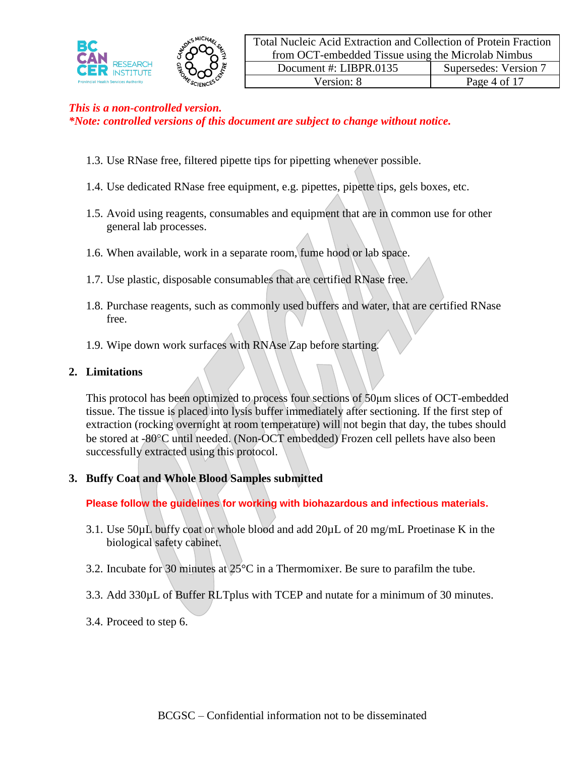*This is a non-controlled version.*
***Note: controlled versions of this document are subject to change without notice.***

1.3. Use RNase free, filtered pipette tips for pipetting whenever possible.

1.4. Use dedicated RNase free equipment, e.g. pipettes, pipette tips, gels boxes, etc.

1.5. Avoid using reagents, consumables and equipment that are in common use for other general lab processes.

1.6. When available, work in a separate room, fume hood or lab space.

1.7. Use plastic, disposable consumables that are certified RNase free.

1.8. Purchase reagents, such as commonly used buffers and water, that are certified RNase free.

1.9. Wipe down work surfaces with RNAse Zap before starting.

## 2. Limitations

This protocol has been optimized to process four sections of 50µm slices of OCT-embedded tissue. The tissue is placed into lysis buffer immediately after sectioning. If the first step of extraction (rocking overnight at room temperature) will not begin that day, the tubes should be stored at -80°C until needed. (Non-OCT embedded) Frozen cell pellets have also been successfully extracted using this protocol.

## 3. Buffy Coat and Whole Blood Samples submitted

**Please follow the guidelines for working with biohazardous and infectious materials.**

3.1. Use 50µL buffy coat or whole blood and add 20µL of 20 mg/mL Proetinase K in the biological safety cabinet.

3.2. Incubate for 30 minutes at 25°C in a Thermomixer. Be sure to parafilm the tube.

3.3. Add 330µL of Buffer RLTplus with TCEP and nutate for a minimum of 30 minutes.

3.4. Proceed to step 6.

BCGSC – Confidential information not to be disseminated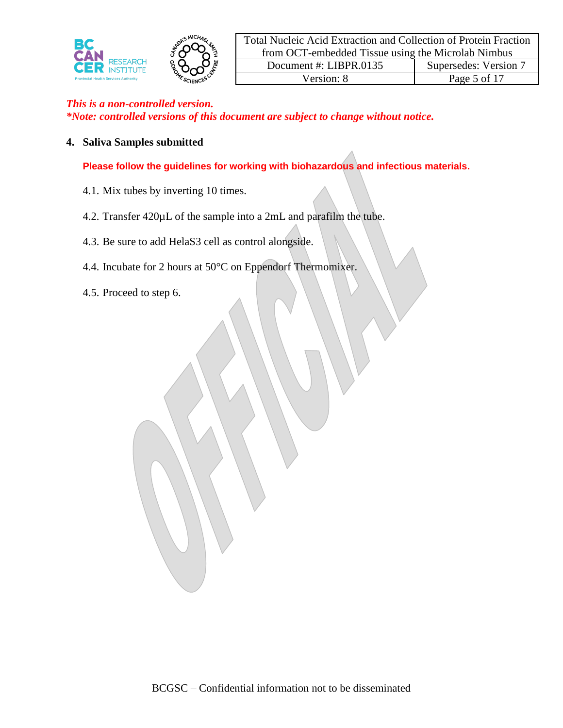*This is a non-controlled version.*
***Note: controlled versions of this document are subject to change without notice.***

## 4. Saliva Samples submitted

**Please follow the guidelines for working with biohazardous and infectious materials.**

4.1. Mix tubes by inverting 10 times.

4.2. Transfer 420µL of the sample into a 2mL and parafilm the tube.

4.3. Be sure to add HelaS3 cell as control alongside.

4.4. Incubate for 2 hours at 50°C on Eppendorf Thermomixer.

4.5. Proceed to step 6.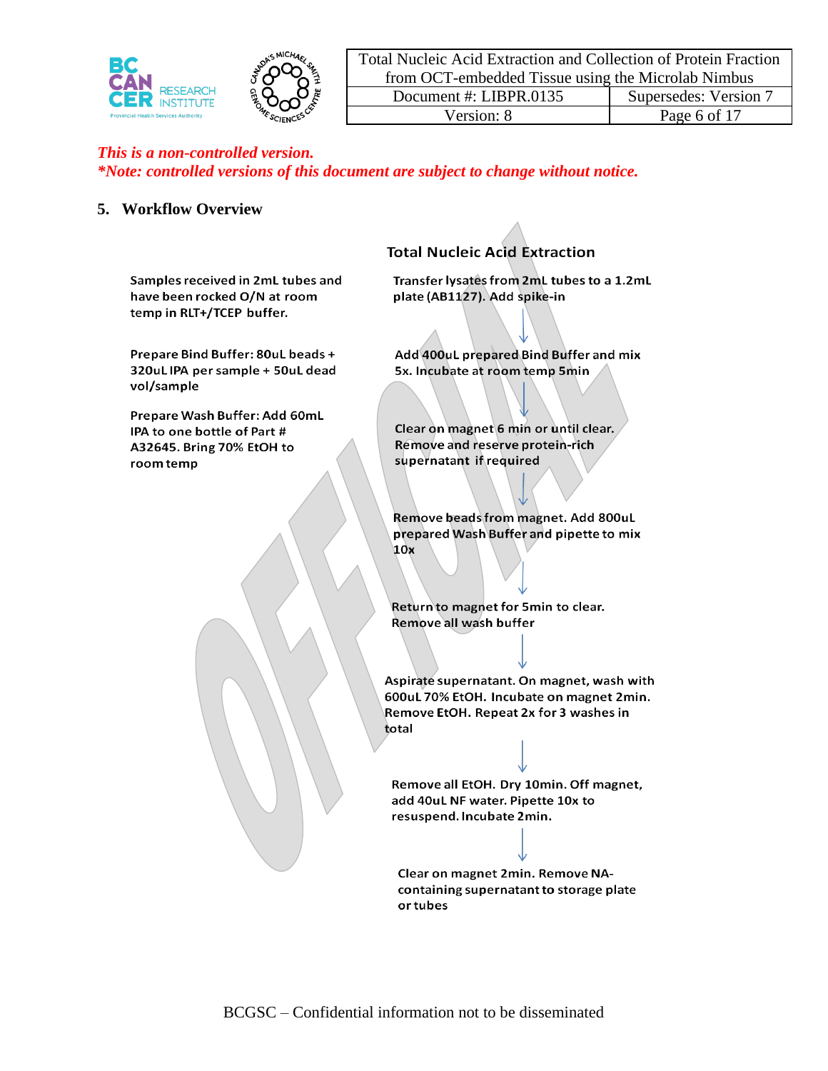*This is a non-controlled version.*
*\*Note: controlled versions of this document are subject to change without notice.*

## 5. Workflow Overview

Samples received in 2mL tubes and have been rocked O/N at room temp in RLT+/TCEP buffer.

Prepare Bind Buffer: 80uL beads + 320uL IPA per sample + 50uL dead vol/sample

Prepare Wash Buffer: Add 60mL IPA to one bottle of Part # A32645. Bring 70% EtOH to room temp

### Total Nucleic Acid Extraction

Transfer lysates from 2mL tubes to a 1.2mL plate (AB1127). Add spike-in

↓

Add 400uL prepared Bind Buffer and mix 5x. Incubate at room temp 5min

↓

Clear on magnet 6 min or until clear. Remove and reserve protein-rich supernatant if required

↓

Remove beads from magnet. Add 800uL prepared Wash Buffer and pipette to mix 10x

↓

Return to magnet for 5min to clear. Remove all wash buffer

↓

Aspirate supernatant. On magnet, wash with 600uL 70% EtOH. Incubate on magnet 2min. Remove EtOH. Repeat 2x for 3 washes in total

↓

Remove all EtOH. Dry 10min. Off magnet, add 40uL NF water. Pipette 10x to resuspend. Incubate 2min.

↓

Clear on magnet 2min. Remove NA-containing supernatant to storage plate or tubes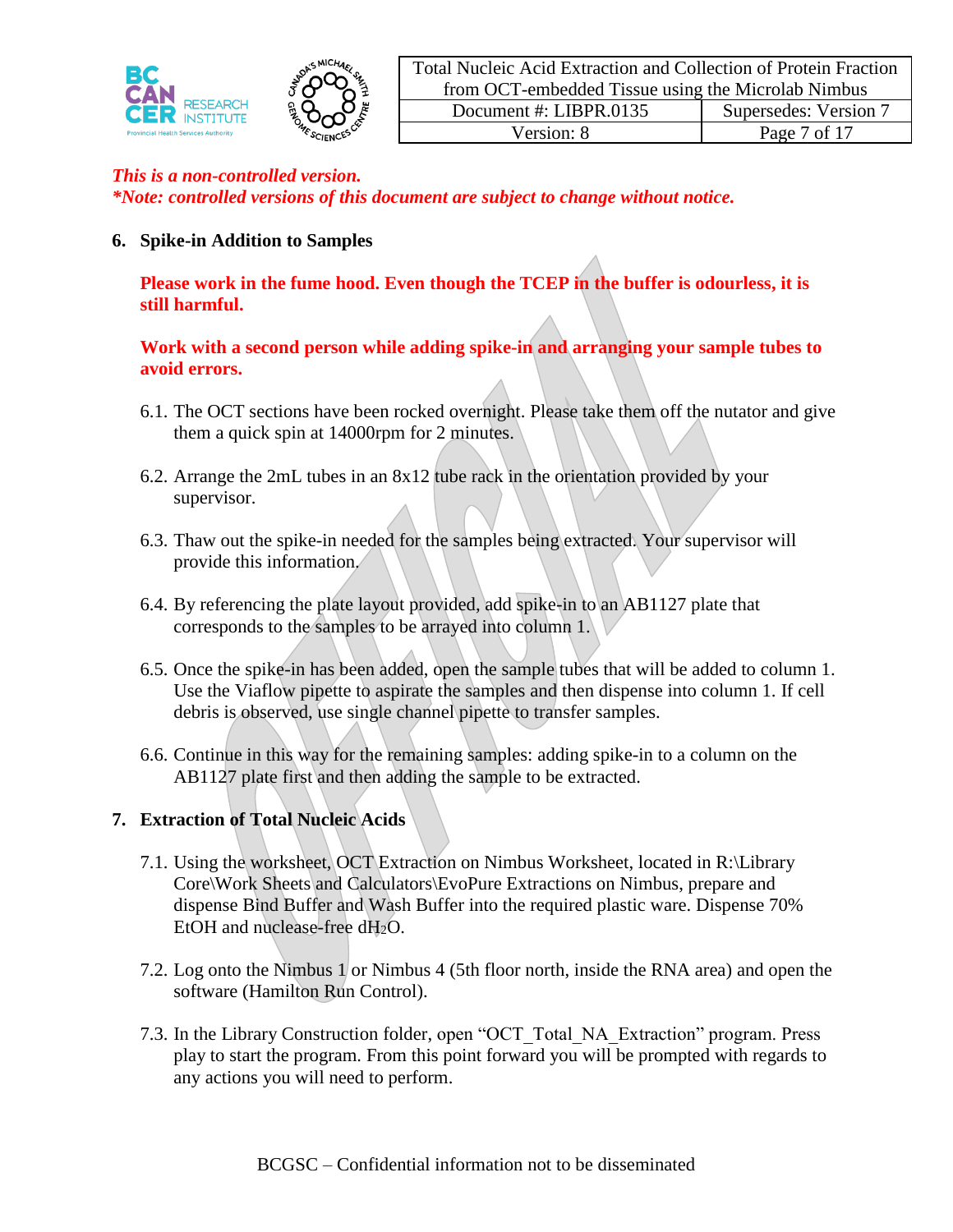*This is a non-controlled version.*
***Note: controlled versions of this document are subject to change without notice.***

## 6. Spike-in Addition to Samples

**Please work in the fume hood. Even though the TCEP in the buffer is odourless, it is still harmful.**

**Work with a second person while adding spike-in and arranging your sample tubes to avoid errors.**

6.1. The OCT sections have been rocked overnight. Please take them off the nutator and give them a quick spin at 14000rpm for 2 minutes.

6.2. Arrange the 2mL tubes in an 8x12 tube rack in the orientation provided by your supervisor.

6.3. Thaw out the spike-in needed for the samples being extracted. Your supervisor will provide this information.

6.4. By referencing the plate layout provided, add spike-in to an AB1127 plate that corresponds to the samples to be arrayed into column 1.

6.5. Once the spike-in has been added, open the sample tubes that will be added to column 1. Use the Viaflow pipette to aspirate the samples and then dispense into column 1. If cell debris is observed, use single channel pipette to transfer samples.

6.6. Continue in this way for the remaining samples: adding spike-in to a column on the AB1127 plate first and then adding the sample to be extracted.

## 7. Extraction of Total Nucleic Acids

7.1. Using the worksheet, OCT Extraction on Nimbus Worksheet, located in R:\Library Core\Work Sheets and Calculators\EvoPure Extractions on Nimbus, prepare and dispense Bind Buffer and Wash Buffer into the required plastic ware. Dispense 70% EtOH and nuclease-free $dH_2O$.

7.2. Log onto the Nimbus 1 or Nimbus 4 (5th floor north, inside the RNA area) and open the software (Hamilton Run Control).

7.3. In the Library Construction folder, open “OCT_Total_NA_Extraction” program. Press play to start the program. From this point forward you will be prompted with regards to any actions you will need to perform.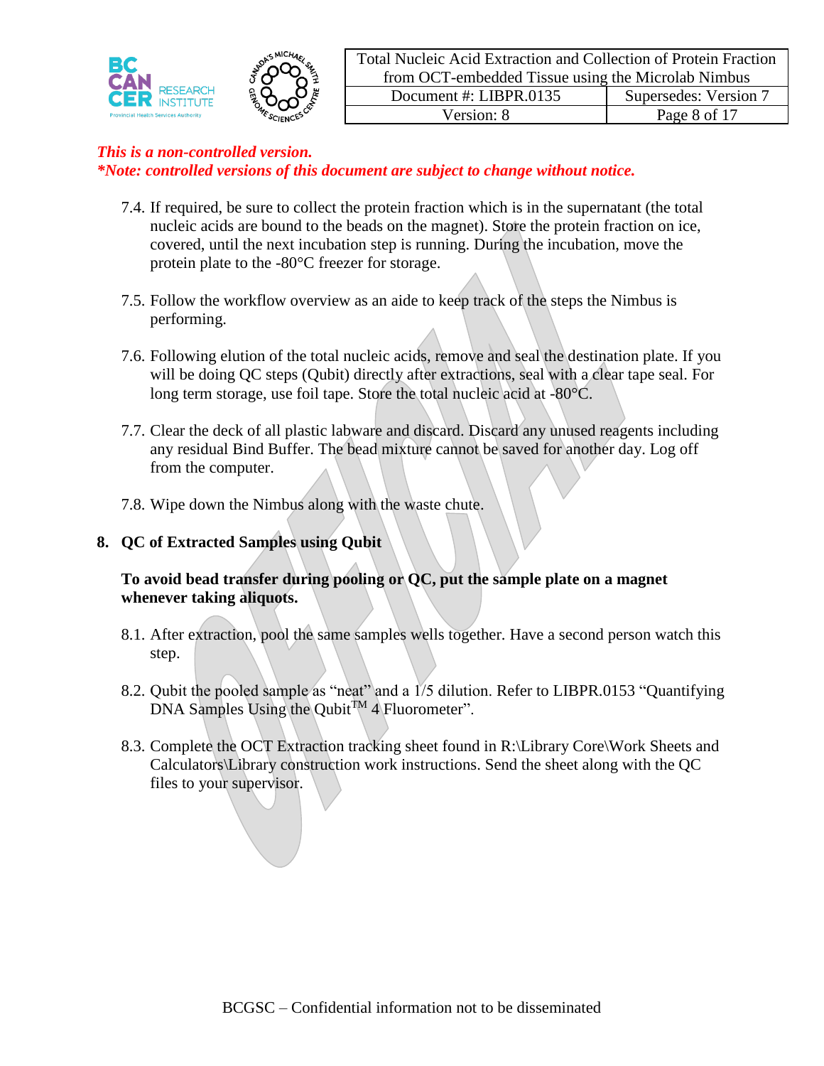*This is a non-controlled version.*
***Note: controlled versions of this document are subject to change without notice.***

7.4. If required, be sure to collect the protein fraction which is in the supernatant (the total nucleic acids are bound to the beads on the magnet). Store the protein fraction on ice, covered, until the next incubation step is running. During the incubation, move the protein plate to the -80°C freezer for storage.

7.5. Follow the workflow overview as an aide to keep track of the steps the Nimbus is performing.

7.6. Following elution of the total nucleic acids, remove and seal the destination plate. If you will be doing QC steps (Qubit) directly after extractions, seal with a clear tape seal. For long term storage, use foil tape. Store the total nucleic acid at -80°C.

7.7. Clear the deck of all plastic labware and discard. Discard any unused reagents including any residual Bind Buffer. The bead mixture cannot be saved for another day. Log off from the computer.

7.8. Wipe down the Nimbus along with the waste chute.

## 8. QC of Extracted Samples using Qubit

**To avoid bead transfer during pooling or QC, put the sample plate on a magnet whenever taking aliquots.**

8.1. After extraction, pool the same samples wells together. Have a second person watch this step.

8.2. Qubit the pooled sample as "neat" and a 1/5 dilution. Refer to LIBPR.0153 "Quantifying DNA Samples Using the Qubit™ 4 Fluorometer".

8.3. Complete the OCT Extraction tracking sheet found in R:\Library Core\Work Sheets and Calculators\Library construction work instructions. Send the sheet along with the QC files to your supervisor.

BCGSC – Confidential information not to be disseminated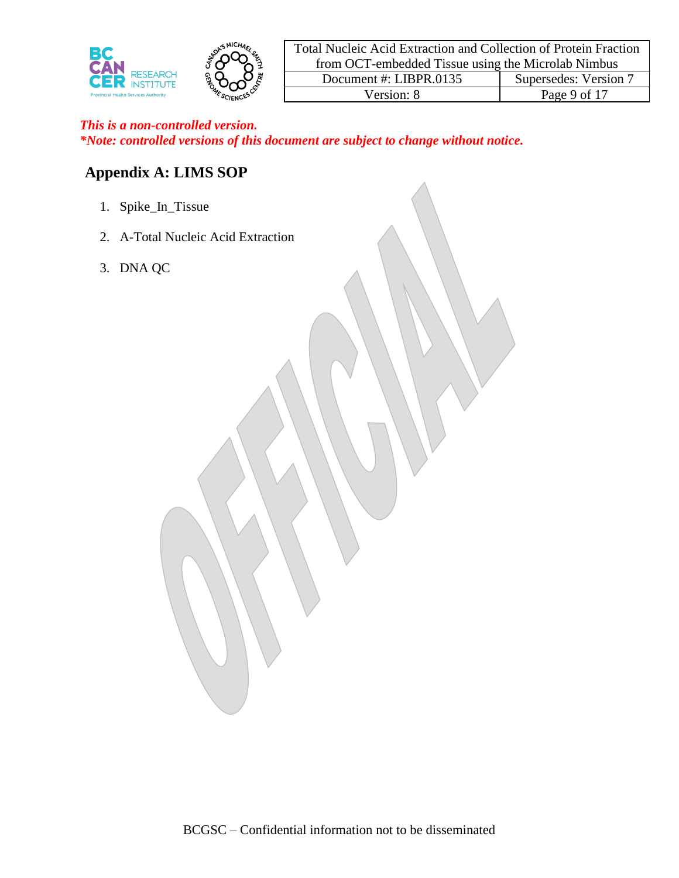*This is a non-controlled version.*
***Note: controlled versions of this document are subject to change without notice.***

## Appendix A: LIMS SOP

1. Spike_In_Tissue
2. A-Total Nucleic Acid Extraction
3. DNA QC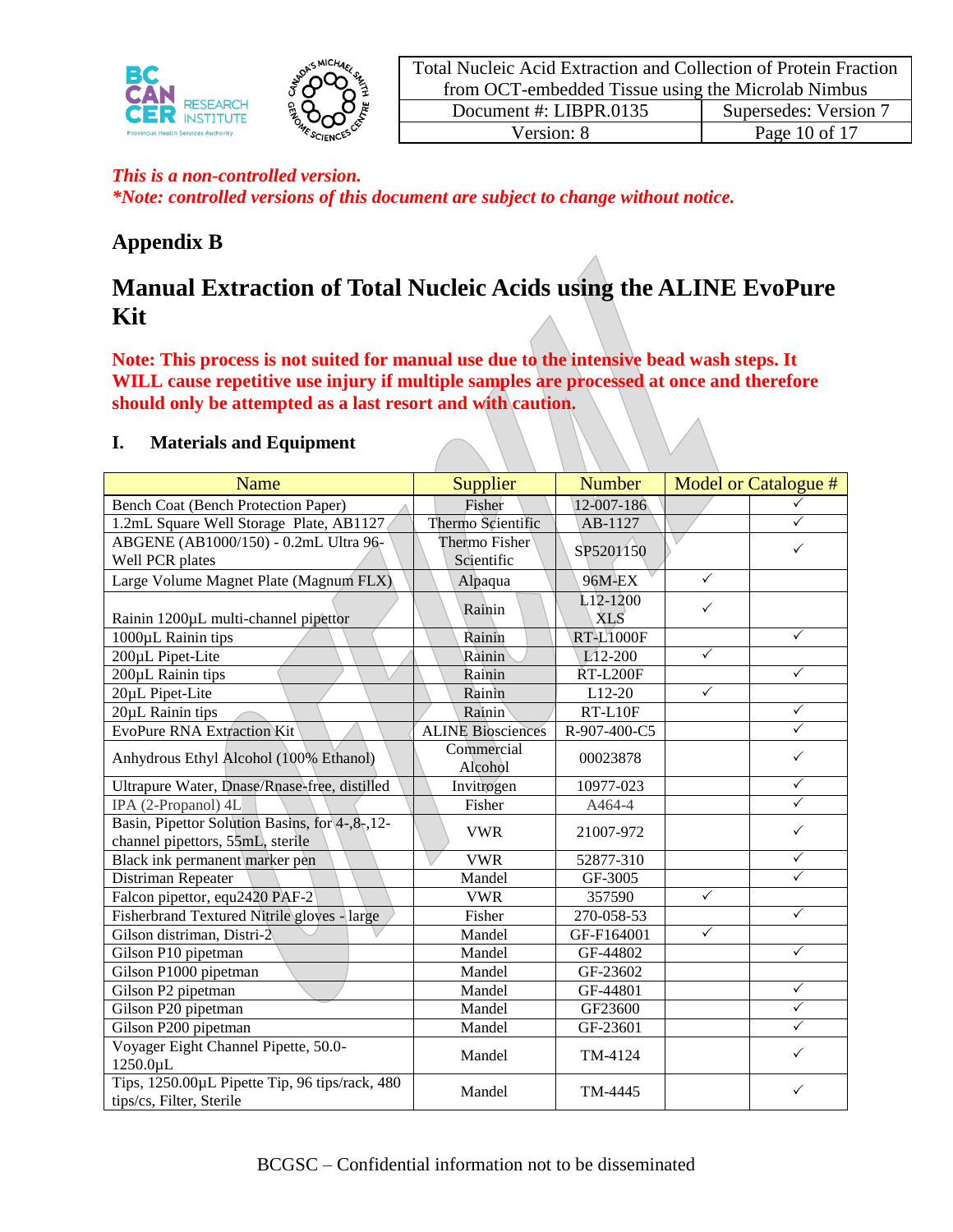*This is a non-controlled version.*
***Note: controlled versions of this document are subject to change without notice.***

## Appendix B

# Manual Extraction of Total Nucleic Acids using the ALINE EvoPure Kit

**Note: This process is not suited for manual use due to the intensive bead wash steps. It WILL cause repetitive use injury if multiple samples are processed at once and therefore should only be attempted as a last resort and with caution.**

### I. Materials and Equipment

| Name | Supplier | Number | Model or Catalogue # | |
|---|---|---|---|---|
| Bench Coat (Bench Protection Paper) | Fisher | 12-007-186 | | ✓ |
| 1.2mL Square Well Storage Plate, AB1127 | Thermo Scientific | AB-1127 | | ✓ |
| ABGENE (AB1000/150) - 0.2mL Ultra 96-Well PCR plates | Thermo Fisher Scientific | SP5201150 | | ✓ |
| Large Volume Magnet Plate (Magnum FLX) | Alpaqua | 96M-EX | ✓ | |
| Rainin 1200µL multi-channel pipettor | Rainin | L12-1200 XLS | ✓ | |
| 1000µL Rainin tips | Rainin | RT-L1000F | | ✓ |
| 200µL Pipet-Lite | Rainin | L12-200 | ✓ | |
| 200µL Rainin tips | Rainin | RT-L200F | | ✓ |
| 20µL Pipet-Lite | Rainin | L12-20 | ✓ | |
| 20µL Rainin tips | Rainin | RT-L10F | | ✓ |
| EvoPure RNA Extraction Kit | ALINE Biosciences | R-907-400-C5 | | ✓ |
| Anhydrous Ethyl Alcohol (100% Ethanol) | Commercial Alcohol | 00023878 | | ✓ |
| Ultrapure Water, Dnase/Rnase-free, distilled | Invitrogen | 10977-023 | | ✓ |
| IPA (2-Propanol) 4L | Fisher | A464-4 | | ✓ |
| Basin, Pipettor Solution Basins, for 4-,8-,12-channel pipettors, 55mL, sterile | VWR | 21007-972 | | ✓ |
| Black ink permanent marker pen | VWR | 52877-310 | | ✓ |
| Distriman Repeater | Mandel | GF-3005 | | ✓ |
| Falcon pipettor, equ2420 PAF-2 | VWR | 357590 | ✓ | |
| Fisherbrand Textured Nitrile gloves - large | Fisher | 270-058-53 | | ✓ |
| Gilson distriman, Distri-2 | Mandel | GF-F164001 | ✓ | |
| Gilson P10 pipetman | Mandel | GF-44802 | | ✓ |
| Gilson P1000 pipetman | Mandel | GF-23602 | | |
| Gilson P2 pipetman | Mandel | GF-44801 | | ✓ |
| Gilson P20 pipetman | Mandel | GF23600 | | ✓ |
| Gilson P200 pipetman | Mandel | GF-23601 | | ✓ |
| Voyager Eight Channel Pipette, 50.0-1250.0µL | Mandel | TM-4124 | | ✓ |
| Tips, 1250.00µL Pipette Tip, 96 tips/rack, 480 tips/cs, Filter, Sterile | Mandel | TM-4445 | | ✓ |

BCGSC – Confidential information not to be disseminated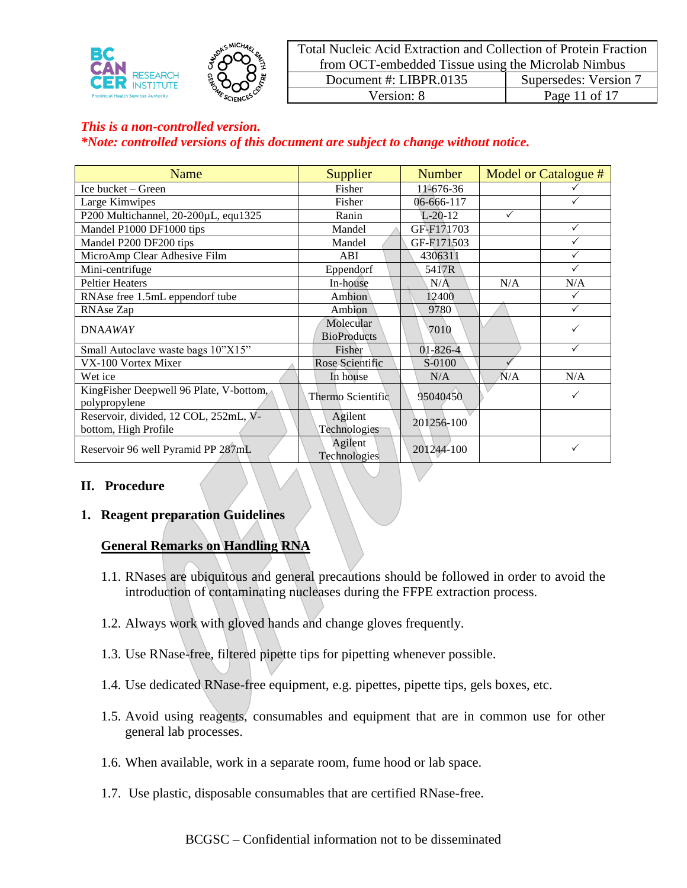*This is a non-controlled version.*
***Note: controlled versions of this document are subject to change without notice.***

| Name | Supplier | Number | Model or Catalogue # | |
|---|---|---|---|---|
| Ice bucket – Green | Fisher | 11-676-36 | | ✓ |
| Large Kimwipes | Fisher | 06-666-117 | | ✓ |
| P200 Multichannel, 20-200µL, equ1325 | Ranin | L-20-12 | ✓ | |
| Mandel P1000 DF1000 tips | Mandel | GF-F171703 | | ✓ |
| Mandel P200 DF200 tips | Mandel | GF-F171503 | | ✓ |
| MicroAmp Clear Adhesive Film | ABI | 4306311 | | ✓ |
| Mini-centrifuge | Eppendorf | 5417R | | ✓ |
| Peltier Heaters | In-house | N/A | N/A | N/A |
| RNAse free 1.5mL eppendorf tube | Ambion | 12400 | | ✓ |
| RNAse Zap | Ambion | 9780 | | ✓ |
| DNA*AWAY* | Molecular BioProducts | 7010 | | ✓ |
| Small Autoclave waste bags 10"X15" | Fisher | 01-826-4 | | ✓ |
| VX-100 Vortex Mixer | Rose Scientific | S-0100 | ✓ | |
| Wet ice | In house | N/A | N/A | N/A |
| KingFisher Deepwell 96 Plate, V-bottom, polypropylene | Thermo Scientific | 95040450 | | ✓ |
| Reservoir, divided, 12 COL, 252mL, V-bottom, High Profile | Agilent Technologies | 201256-100 | | |
| Reservoir 96 well Pyramid PP 287mL | Agilent Technologies | 201244-100 | | ✓ |

## II. Procedure

### 1. Reagent preparation Guidelines

**General Remarks on Handling RNA**

1.1. RNases are ubiquitous and general precautions should be followed in order to avoid the introduction of contaminating nucleases during the FFPE extraction process.

1.2. Always work with gloved hands and change gloves frequently.

1.3. Use RNase-free, filtered pipette tips for pipetting whenever possible.

1.4. Use dedicated RNase-free equipment, e.g. pipettes, pipette tips, gels boxes, etc.

1.5. Avoid using reagents, consumables and equipment that are in common use for other general lab processes.

1.6. When available, work in a separate room, fume hood or lab space.

1.7. Use plastic, disposable consumables that are certified RNase-free.

BCGSC – Confidential information not to be disseminated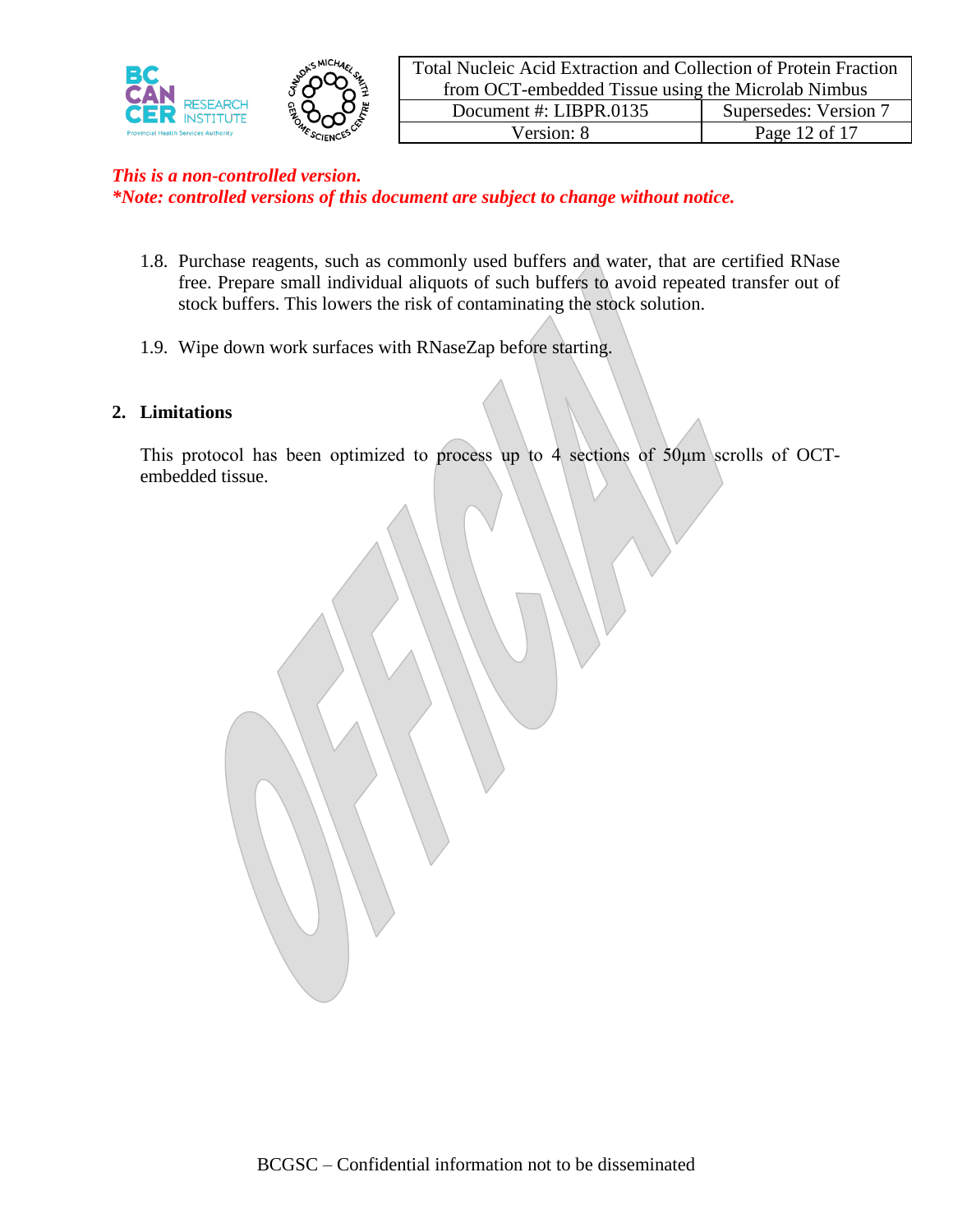*This is a non-controlled version.*
***Note: controlled versions of this document are subject to change without notice.***

1.8. Purchase reagents, such as commonly used buffers and water, that are certified RNase free. Prepare small individual aliquots of such buffers to avoid repeated transfer out of stock buffers. This lowers the risk of contaminating the stock solution.

1.9. Wipe down work surfaces with RNaseZap before starting.

## 2. Limitations

This protocol has been optimized to process up to 4 sections of 50µm scrolls of OCT-embedded tissue.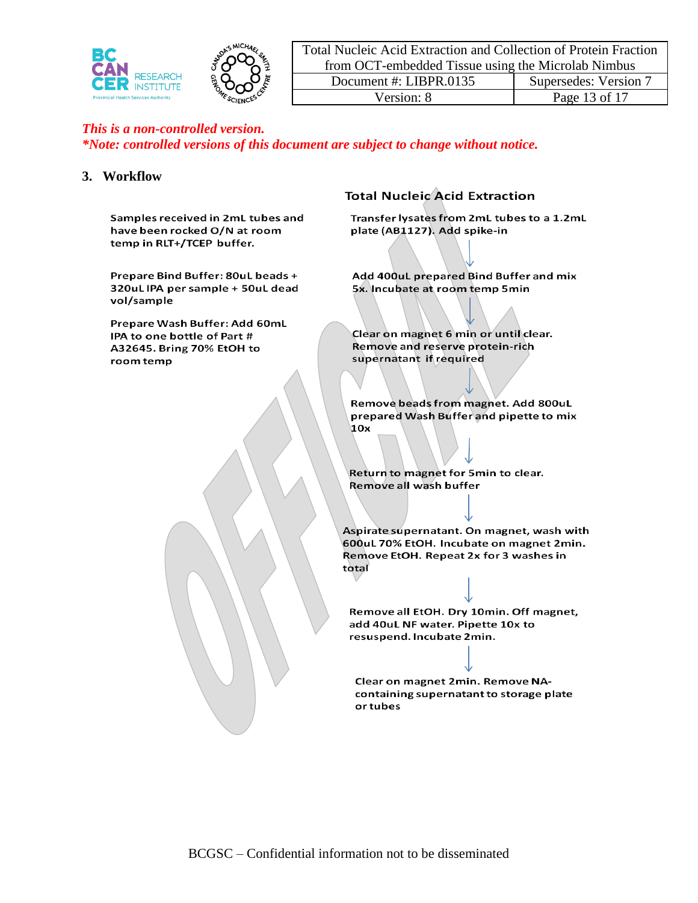*This is a non-controlled version.*
***Note: controlled versions of this document are subject to change without notice.***

## 3. Workflow

Samples received in 2mL tubes and have been rocked O/N at room temp in RLT+/TCEP buffer.

Prepare Bind Buffer: 80uL beads + 320uL IPA per sample + 50uL dead vol/sample

Prepare Wash Buffer: Add 60mL IPA to one bottle of Part # A32645. Bring 70% EtOH to room temp

**Total Nucleic Acid Extraction**

Transfer lysates from 2mL tubes to a 1.2mL plate (AB1127). Add spike-in

↓

Add 400uL prepared Bind Buffer and mix 5x. Incubate at room temp 5min

↓

Clear on magnet 6 min or until clear. Remove and reserve protein-rich supernatant if required

↓

Remove beads from magnet. Add 800uL prepared Wash Buffer and pipette to mix 10x

↓

Return to magnet for 5min to clear. Remove all wash buffer

↓

Aspirate supernatant. On magnet, wash with 600uL 70% EtOH. Incubate on magnet 2min. Remove EtOH. Repeat 2x for 3 washes in total

↓

Remove all EtOH. Dry 10min. Off magnet, add 40uL NF water. Pipette 10x to resuspend. Incubate 2min.

↓

Clear on magnet 2min. Remove NA-containing supernatant to storage plate or tubes

BCGSC – Confidential information not to be disseminated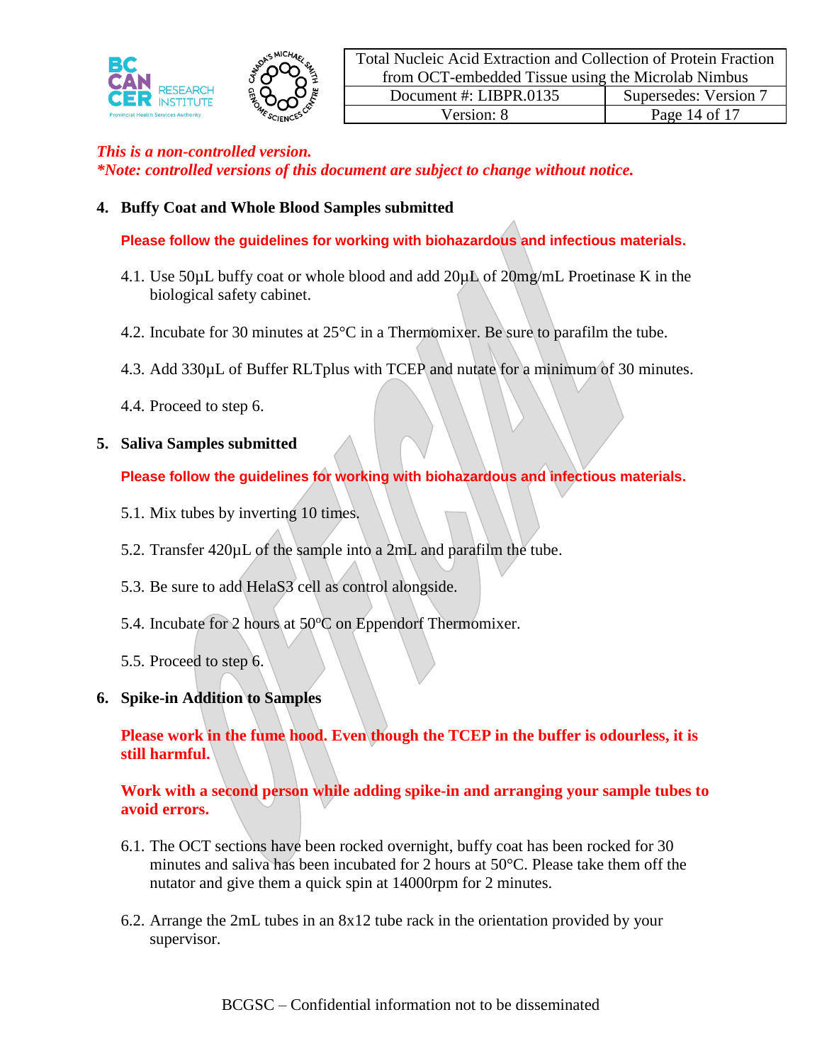*This is a non-controlled version.*
***Note: controlled versions of this document are subject to change without notice.***

## 4. Buffy Coat and Whole Blood Samples submitted

**Please follow the guidelines for working with biohazardous and infectious materials.**

4.1. Use 50µL buffy coat or whole blood and add 20µL of 20mg/mL Proetinase K in the biological safety cabinet.

4.2. Incubate for 30 minutes at 25°C in a Thermomixer. Be sure to parafilm the tube.

4.3. Add 330µL of Buffer RLTplus with TCEP and nutate for a minimum of 30 minutes.

4.4. Proceed to step 6.

## 5. Saliva Samples submitted

**Please follow the guidelines for working with biohazardous and infectious materials.**

5.1. Mix tubes by inverting 10 times.

5.2. Transfer 420µL of the sample into a 2mL and parafilm the tube.

5.3. Be sure to add HelaS3 cell as control alongside.

5.4. Incubate for 2 hours at 50ºC on Eppendorf Thermomixer.

5.5. Proceed to step 6.

## 6. Spike-in Addition to Samples

**Please work in the fume hood. Even though the TCEP in the buffer is odourless, it is still harmful.**

**Work with a second person while adding spike-in and arranging your sample tubes to avoid errors.**

6.1. The OCT sections have been rocked overnight, buffy coat has been rocked for 30 minutes and saliva has been incubated for 2 hours at 50°C. Please take them off the nutator and give them a quick spin at 14000rpm for 2 minutes.

6.2. Arrange the 2mL tubes in an 8x12 tube rack in the orientation provided by your supervisor.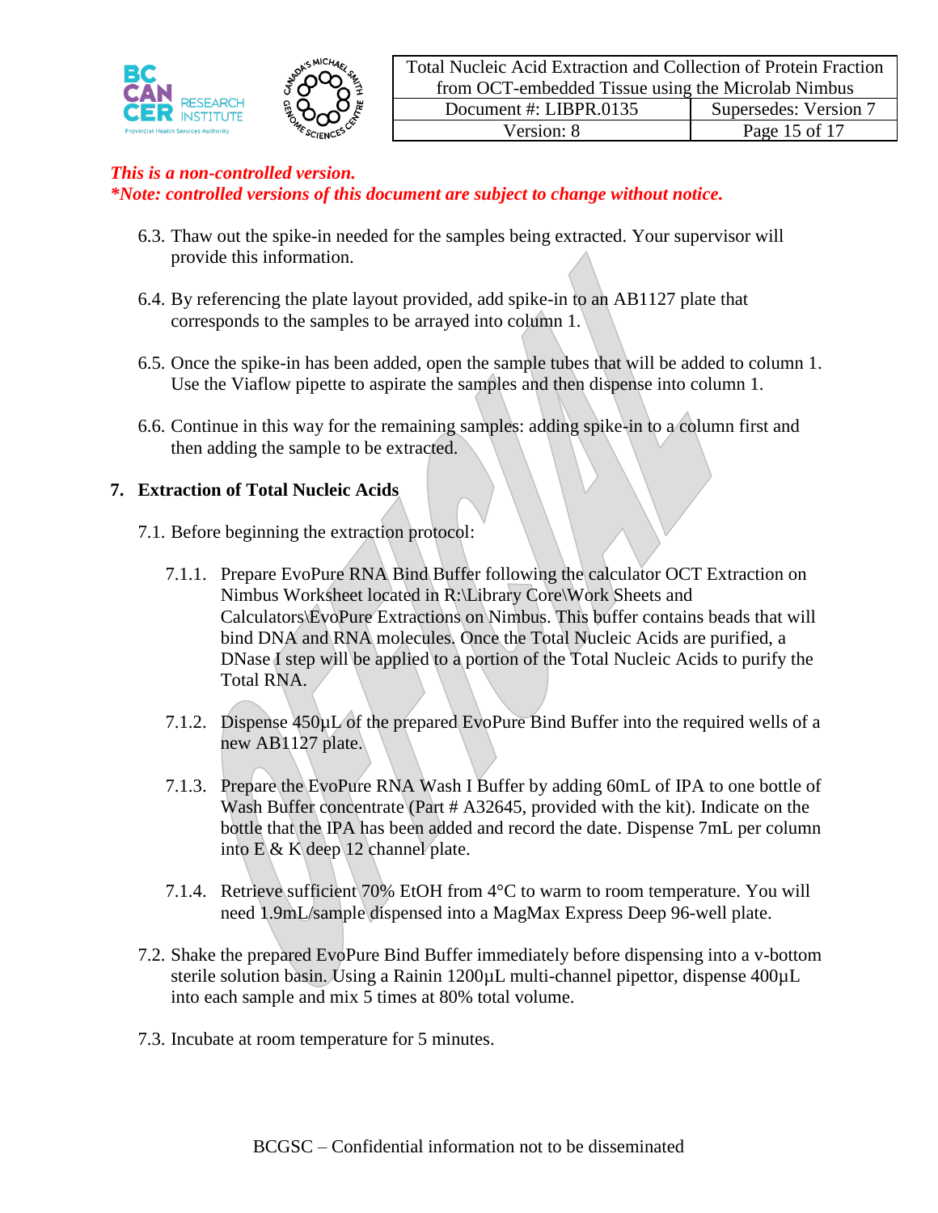*This is a non-controlled version.*
***Note: controlled versions of this document are subject to change without notice.***

6.3. Thaw out the spike-in needed for the samples being extracted. Your supervisor will provide this information.

6.4. By referencing the plate layout provided, add spike-in to an AB1127 plate that corresponds to the samples to be arrayed into column 1.

6.5. Once the spike-in has been added, open the sample tubes that will be added to column 1. Use the Viaflow pipette to aspirate the samples and then dispense into column 1.

6.6. Continue in this way for the remaining samples: adding spike-in to a column first and then adding the sample to be extracted.

## 7. Extraction of Total Nucleic Acids

7.1. Before beginning the extraction protocol:

7.1.1. Prepare EvoPure RNA Bind Buffer following the calculator OCT Extraction on Nimbus Worksheet located in R:\Library Core\Work Sheets and Calculators\EvoPure Extractions on Nimbus. This buffer contains beads that will bind DNA and RNA molecules. Once the Total Nucleic Acids are purified, a DNase I step will be applied to a portion of the Total Nucleic Acids to purify the Total RNA.

7.1.2. Dispense 450µL of the prepared EvoPure Bind Buffer into the required wells of a new AB1127 plate.

7.1.3. Prepare the EvoPure RNA Wash I Buffer by adding 60mL of IPA to one bottle of Wash Buffer concentrate (Part # A32645, provided with the kit). Indicate on the bottle that the IPA has been added and record the date. Dispense 7mL per column into E & K deep 12 channel plate.

7.1.4. Retrieve sufficient 70% EtOH from 4°C to warm to room temperature. You will need 1.9mL/sample dispensed into a MagMax Express Deep 96-well plate.

7.2. Shake the prepared EvoPure Bind Buffer immediately before dispensing into a v-bottom sterile solution basin. Using a Rainin 1200µL multi-channel pipettor, dispense 400µL into each sample and mix 5 times at 80% total volume.

7.3. Incubate at room temperature for 5 minutes.

BCGSC – Confidential information not to be disseminated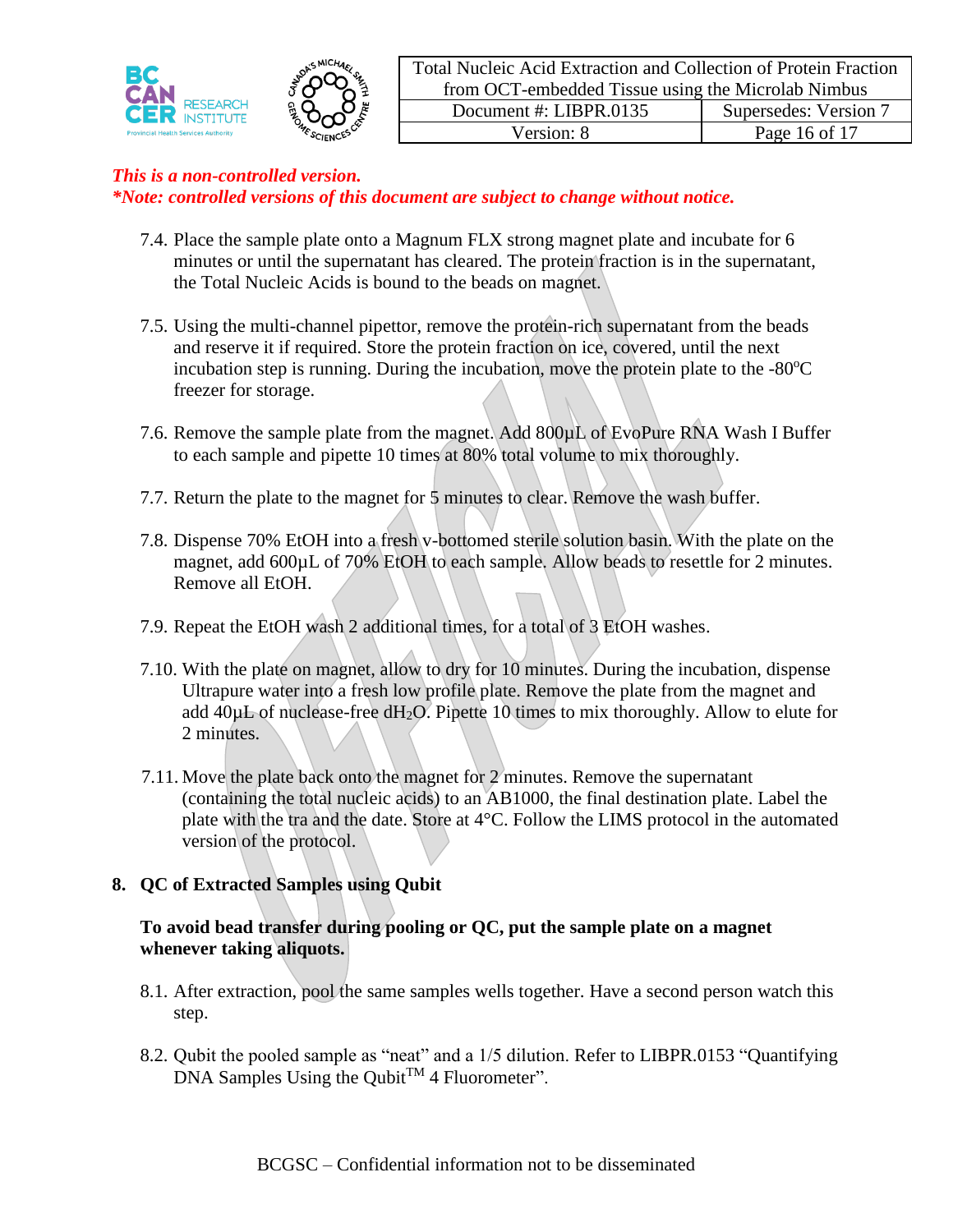*This is a non-controlled version.*
*\*Note: controlled versions of this document are subject to change without notice.*

7.4. Place the sample plate onto a Magnum FLX strong magnet plate and incubate for 6 minutes or until the supernatant has cleared. The protein fraction is in the supernatant, the Total Nucleic Acids is bound to the beads on magnet.

7.5. Using the multi-channel pipettor, remove the protein-rich supernatant from the beads and reserve it if required. Store the protein fraction on ice, covered, until the next incubation step is running. During the incubation, move the protein plate to the -80°C freezer for storage.

7.6. Remove the sample plate from the magnet. Add 800µL of EvoPure RNA Wash I Buffer to each sample and pipette 10 times at 80% total volume to mix thoroughly.

7.7. Return the plate to the magnet for 5 minutes to clear. Remove the wash buffer.

7.8. Dispense 70% EtOH into a fresh v-bottomed sterile solution basin. With the plate on the magnet, add 600µL of 70% EtOH to each sample. Allow beads to resettle for 2 minutes. Remove all EtOH.

7.9. Repeat the EtOH wash 2 additional times, for a total of 3 EtOH washes.

7.10. With the plate on magnet, allow to dry for 10 minutes. During the incubation, dispense Ultrapure water into a fresh low profile plate. Remove the plate from the magnet and add 40µL of nuclease-free $dH_2O$. Pipette 10 times to mix thoroughly. Allow to elute for 2 minutes.

7.11. Move the plate back onto the magnet for 2 minutes. Remove the supernatant (containing the total nucleic acids) to an AB1000, the final destination plate. Label the plate with the tra and the date. Store at 4°C. Follow the LIMS protocol in the automated version of the protocol.

## 8. QC of Extracted Samples using Qubit

**To avoid bead transfer during pooling or QC, put the sample plate on a magnet whenever taking aliquots.**

8.1. After extraction, pool the same samples wells together. Have a second person watch this step.

8.2. Qubit the pooled sample as "neat" and a 1/5 dilution. Refer to LIBPR.0153 "Quantifying DNA Samples Using the Qubit™ 4 Fluorometer".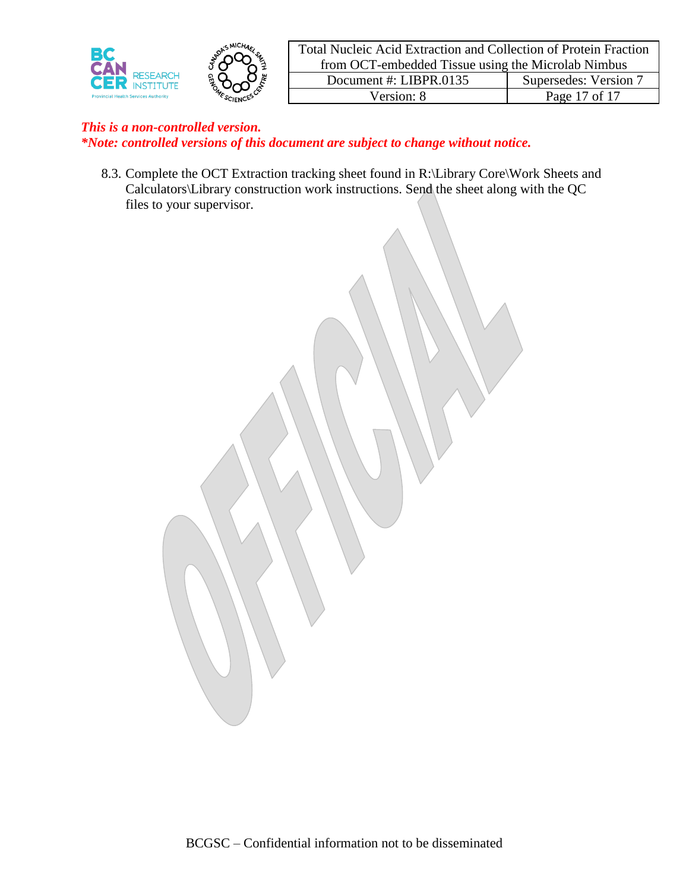*This is a non-controlled version.*
***Note: controlled versions of this document are subject to change without notice.***

8.3. Complete the OCT Extraction tracking sheet found in R:\Library Core\Work Sheets and Calculators\Library construction work instructions. Send the sheet along with the QC files to your supervisor.